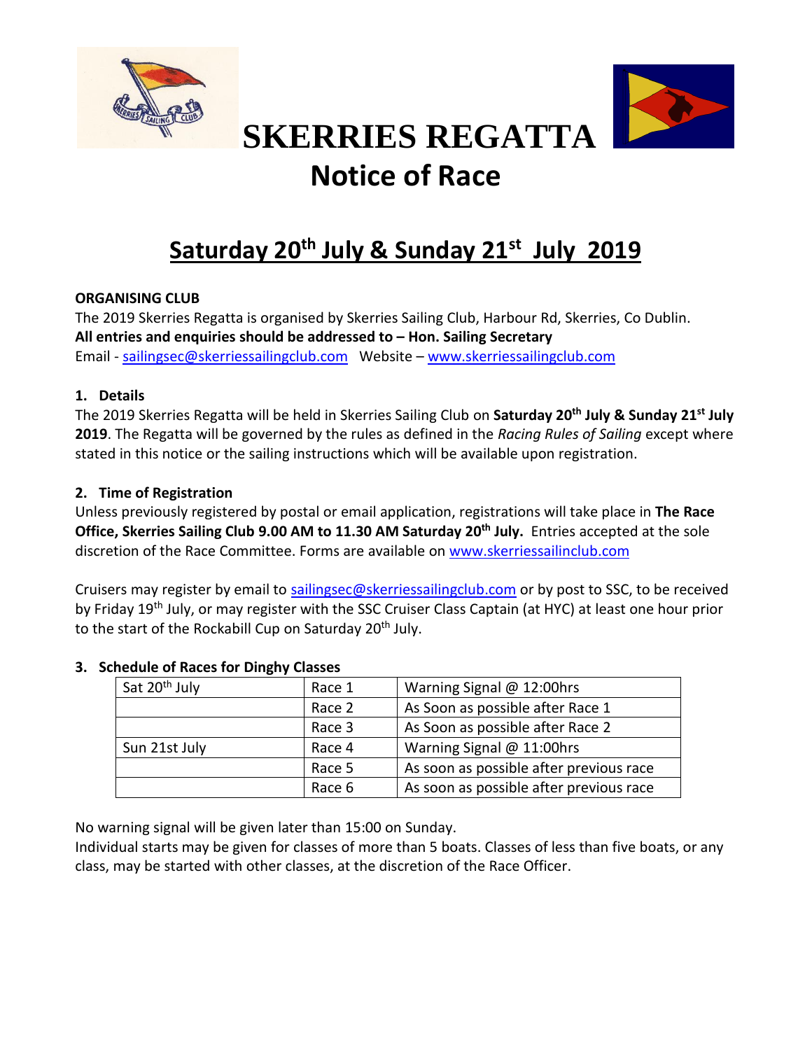# SKERRIES REGATTA

## Notice of Race

## Saturday 20th July & Sunday 21st July 2019

**ORGANISING CLUB**

The 2019 Skerries Regatta is organised by Skerries Sailing Club, Harbour Rd, Skerries, Co Dublin.

**All entries and enquiries should be addressed to – Hon. Sailing Secretary**

Email - sailingsec@skerriessailingclub.com Website – www.skerriessailingclub.com

### 1. Details

The 2019 Skerries Regatta will be held in Skerries Sailing Club on **Saturday 20th July & Sunday 21st July 2019**. The Regatta will be governed by the rules as defined in the *Racing Rules of Sailing* except where stated in this notice or the sailing instructions which will be available upon registration.

### 2. Time of Registration

Unless previously registered by postal or email application, registrations will take place in **The Race Office, Skerries Sailing Club 9.00 AM to 11.30 AM Saturday 20th July.** Entries accepted at the sole discretion of the Race Committee. Forms are available on www.skerriessailinclub.com

Cruisers may register by email to sailingsec@skerriessailingclub.com or by post to SSC, to be received by Friday 19th July, or may register with the SSC Cruiser Class Captain (at HYC) at least one hour prior to the start of the Rockabill Cup on Saturday 20th July.

### 3. Schedule of Races for Dinghy Classes

| | | |
|---|---|---|
| Sat 20th July | Race 1 | Warning Signal @ 12:00hrs |
| | Race 2 | As Soon as possible after Race 1 |
| | Race 3 | As Soon as possible after Race 2 |
| Sun 21st July | Race 4 | Warning Signal @ 11:00hrs |
| | Race 5 | As soon as possible after previous race |
| | Race 6 | As soon as possible after previous race |

No warning signal will be given later than 15:00 on Sunday.

Individual starts may be given for classes of more than 5 boats. Classes of less than five boats, or any class, may be started with other classes, at the discretion of the Race Officer.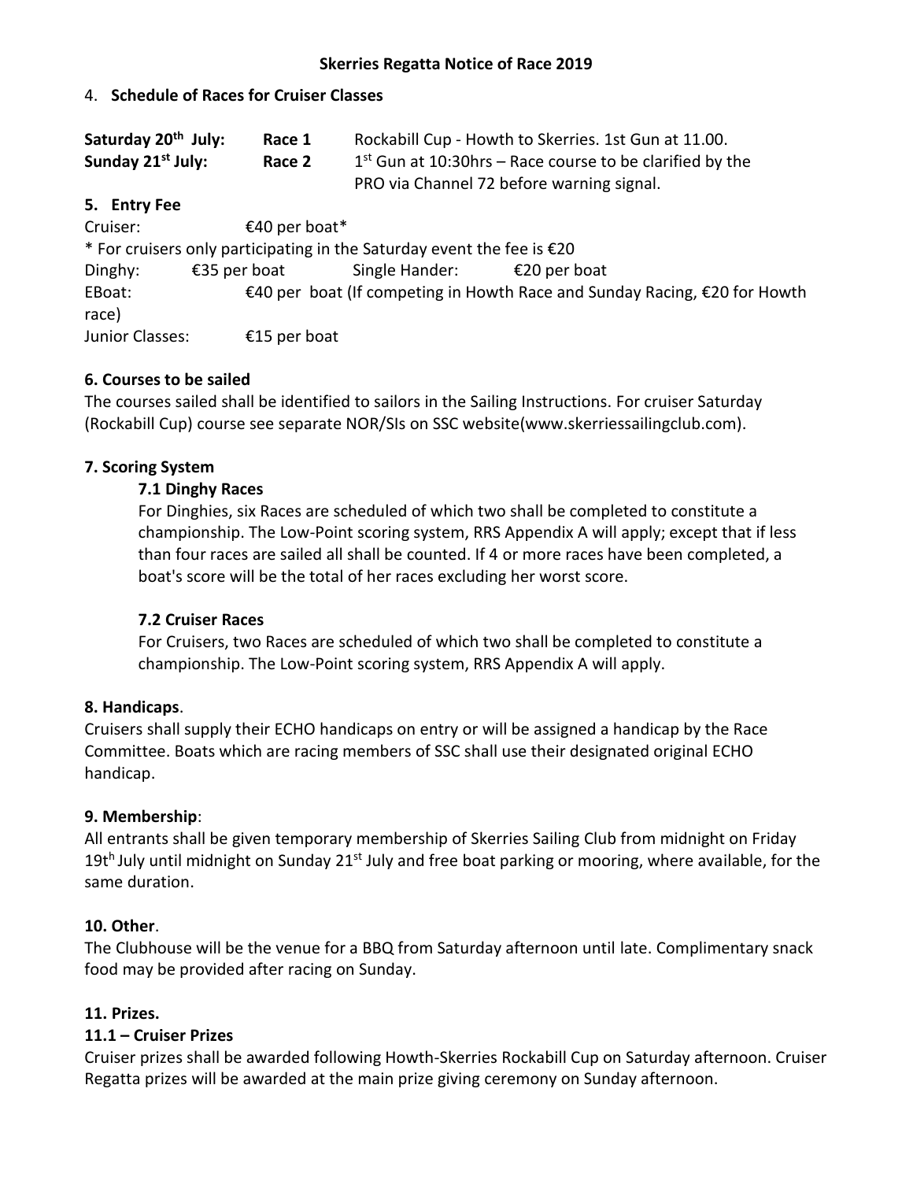**Skerries Regatta Notice of Race 2019**

## 4. Schedule of Races for Cruiser Classes

| | | |
|---|---|---|
| **Saturday 20th July:** | **Race 1** | Rockabill Cup - Howth to Skerries. 1st Gun at 11.00. |
| **Sunday 21st July:** | **Race 2** | 1st Gun at 10:30hrs – Race course to be clarified by the PRO via Channel 72 before warning signal. |

## 5. Entry Fee

Cruiser: €40 per boat*

* For cruisers only participating in the Saturday event the fee is €20

Dinghy: €35 per boat Single Hander: €20 per boat

EBoat: €40 per boat (If competing in Howth Race and Sunday Racing, €20 for Howth race)

Junior Classes: €15 per boat

## 6. Courses to be sailed

The courses sailed shall be identified to sailors in the Sailing Instructions. For cruiser Saturday (Rockabill Cup) course see separate NOR/SIs on SSC website(www.skerriessailingclub.com).

## 7. Scoring System

### 7.1 Dinghy Races

For Dinghies, six Races are scheduled of which two shall be completed to constitute a championship. The Low-Point scoring system, RRS Appendix A will apply; except that if less than four races are sailed all shall be counted. If 4 or more races have been completed, a boat's score will be the total of her races excluding her worst score.

### 7.2 Cruiser Races

For Cruisers, two Races are scheduled of which two shall be completed to constitute a championship. The Low-Point scoring system, RRS Appendix A will apply.

## 8. Handicaps.

Cruisers shall supply their ECHO handicaps on entry or will be assigned a handicap by the Race Committee. Boats which are racing members of SSC shall use their designated original ECHO handicap.

## 9. Membership:

All entrants shall be given temporary membership of Skerries Sailing Club from midnight on Friday 19th July until midnight on Sunday 21st July and free boat parking or mooring, where available, for the same duration.

## 10. Other.

The Clubhouse will be the venue for a BBQ from Saturday afternoon until late. Complimentary snack food may be provided after racing on Sunday.

## 11. Prizes.

### 11.1 – Cruiser Prizes

Cruiser prizes shall be awarded following Howth-Skerries Rockabill Cup on Saturday afternoon. Cruiser Regatta prizes will be awarded at the main prize giving ceremony on Sunday afternoon.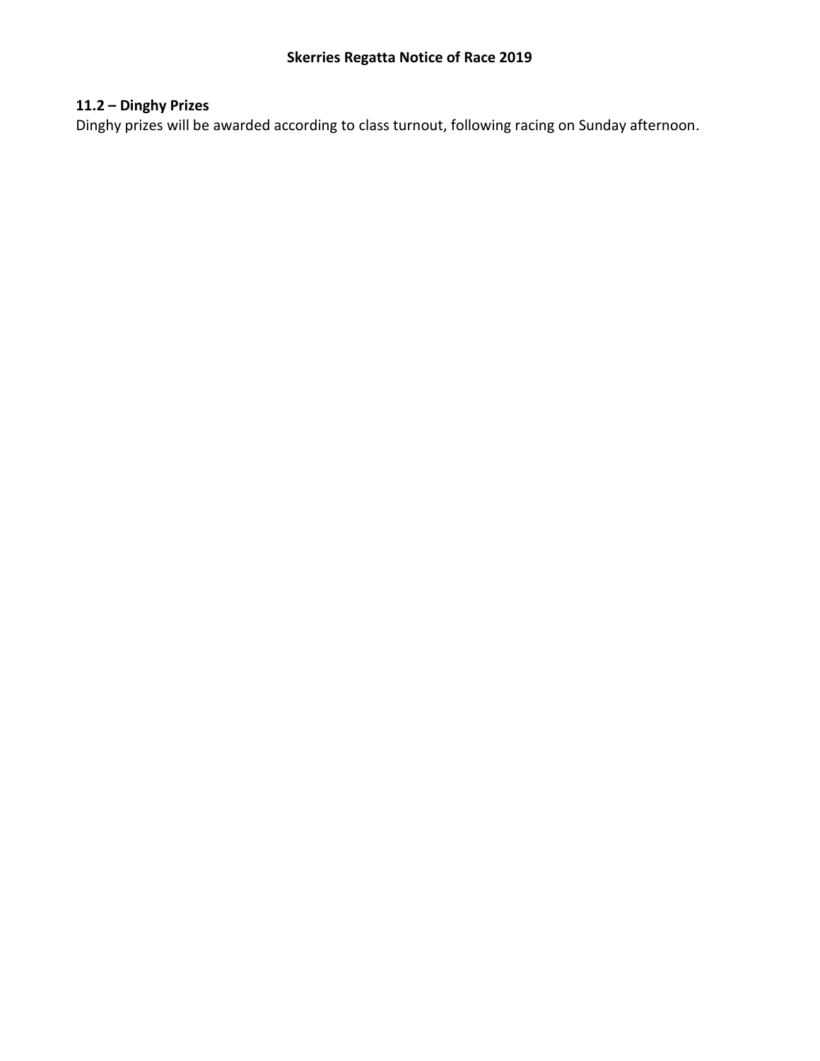### 11.2 – Dinghy Prizes

Dinghy prizes will be awarded according to class turnout, following racing on Sunday afternoon.